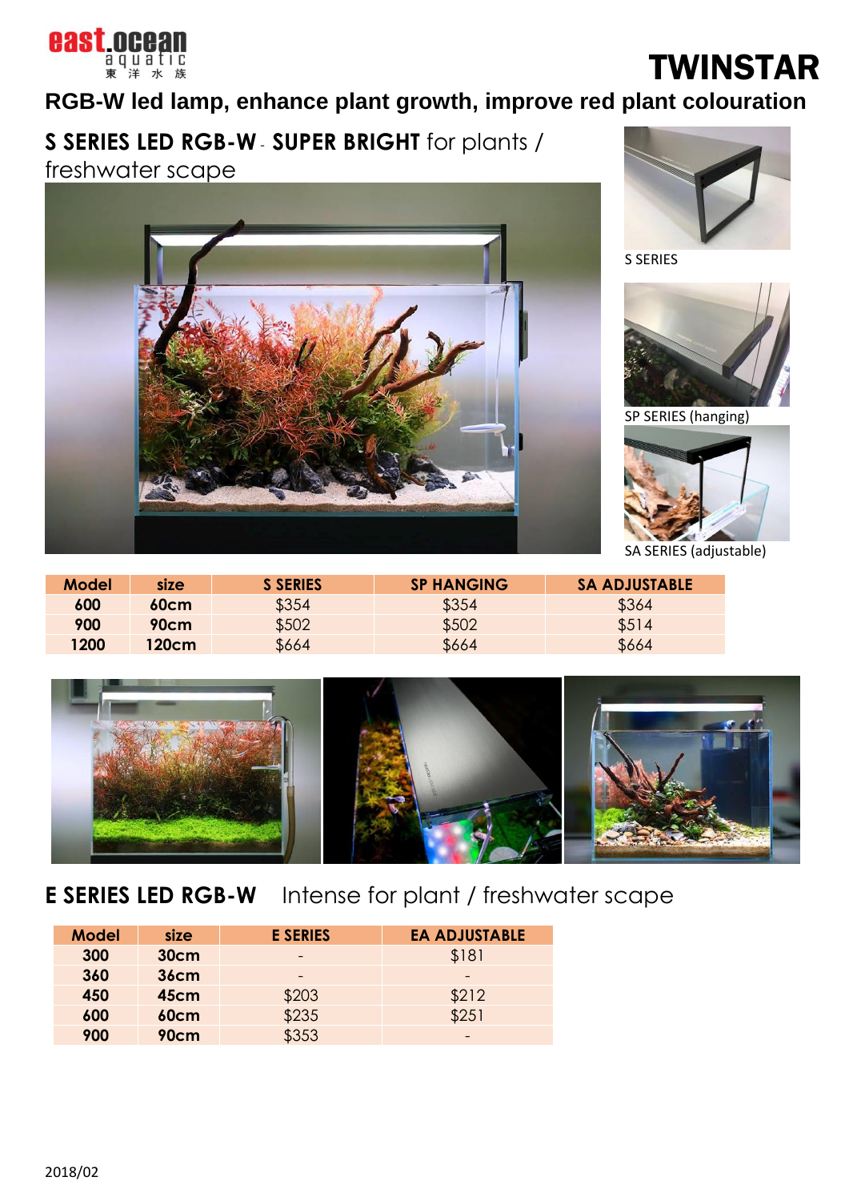east.ocean aquatic 東洋水族

# TWINSTAR

## RGB-W led lamp, enhance plant growth, improve red plant colouration

### S SERIES LED RGB-W - SUPER BRIGHT for plants / freshwater scape

S SERIES

SP SERIES (hanging)

SA SERIES (adjustable)

| Model | size | S SERIES | SP HANGING | SA ADJUSTABLE |
|---|---|---|---|---|
| 600 | 60cm | $354 | $354 | $364 |
| 900 | 90cm | $502 | $502 | $514 |
| 1200 | 120cm | $664 | $664 | $664 |

### E SERIES LED RGB-W Intense for plant / freshwater scape

| Model | size | E SERIES | EA ADJUSTABLE |
|---|---|---|---|
| 300 | 30cm | - | $181 |
| 360 | 36cm | - | - |
| 450 | 45cm | $203 | $212 |
| 600 | 60cm | $235 | $251 |
| 900 | 90cm | $353 | - |

2018/02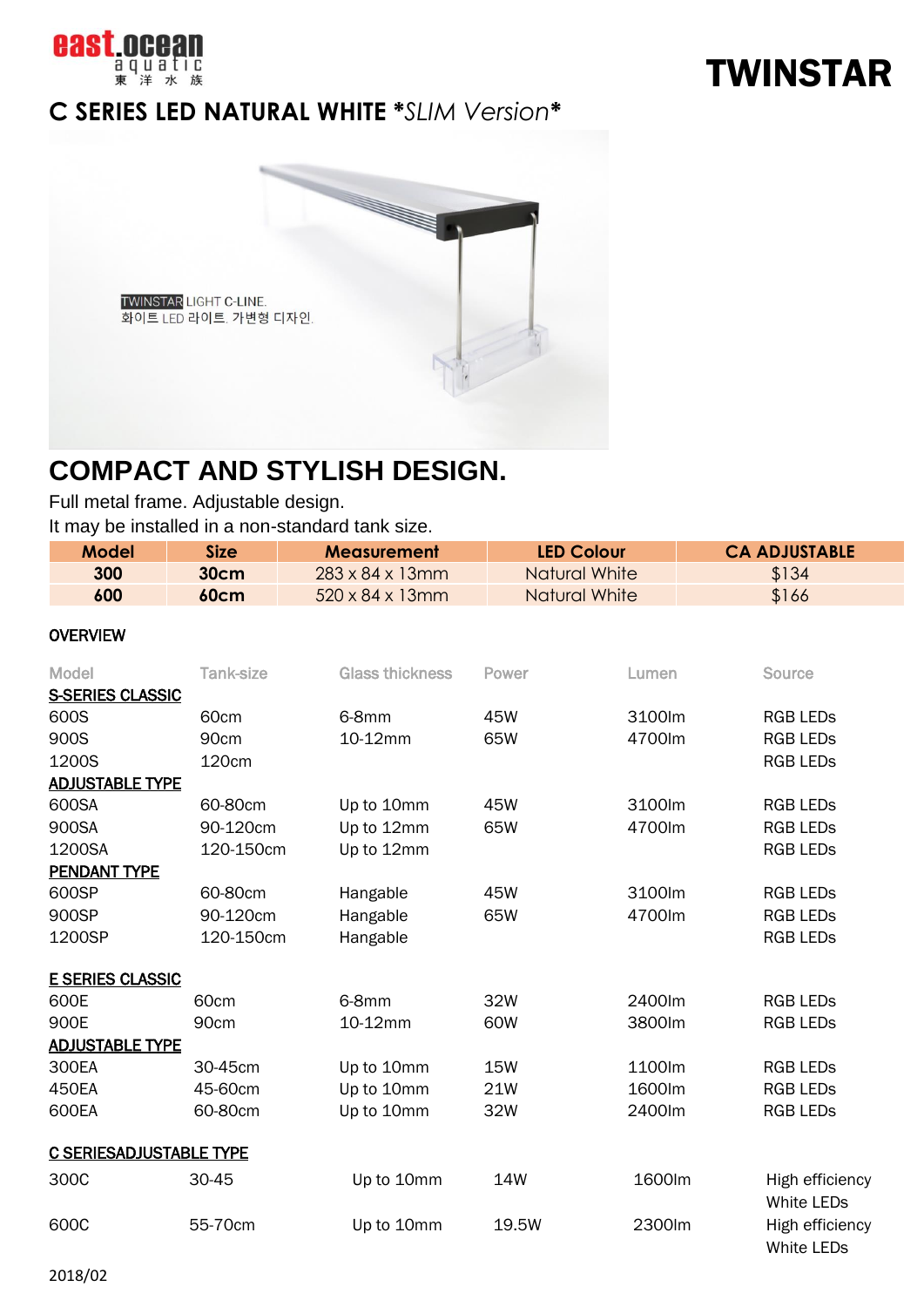east.ocean aquatic 東 洋 水 族

# TWINSTAR

## C SERIES LED NATURAL WHITE **SLIM Version*

TWINSTAR LIGHT C-LINE.
화이트 LED 라이트, 가변형 디자인.

## COMPACT AND STYLISH DESIGN.

Full metal frame. Adjustable design.
It may be installed in a non-standard tank size.

| Model | Size | Measurement | LED Colour | CA ADJUSTABLE |
|---|---|---|---|---|
| **300** | **30cm** | 283 x 84 x 13mm | Natural White | $134 |
| **600** | **60cm** | 520 x 84 x 13mm | Natural White | $166 |

### OVERVIEW

| Model | Tank-size | Glass thickness | Power | Lumen | Source |
|---|---|---|---|---|---|
| **S-SERIES CLASSIC** | | | | | |
| 600S | 60cm | 6-8mm | 45W | 3100lm | RGB LEDs |
| 900S | 90cm | 10-12mm | 65W | 4700lm | RGB LEDs |
| 1200S | 120cm | | | | RGB LEDs |
| **ADJUSTABLE TYPE** | | | | | |
| 600SA | 60-80cm | Up to 10mm | 45W | 3100lm | RGB LEDs |
| 900SA | 90-120cm | Up to 12mm | 65W | 4700lm | RGB LEDs |
| 1200SA | 120-150cm | Up to 12mm | | | RGB LEDs |
| **PENDANT TYPE** | | | | | |
| 600SP | 60-80cm | Hangable | 45W | 3100lm | RGB LEDs |
| 900SP | 90-120cm | Hangable | 65W | 4700lm | RGB LEDs |
| 1200SP | 120-150cm | Hangable | | | RGB LEDs |
| **E SERIES CLASSIC** | | | | | |
| 600E | 60cm | 6-8mm | 32W | 2400lm | RGB LEDs |
| 900E | 90cm | 10-12mm | 60W | 3800lm | RGB LEDs |
| **ADJUSTABLE TYPE** | | | | | |
| 300EA | 30-45cm | Up to 10mm | 15W | 1100lm | RGB LEDs |
| 450EA | 45-60cm | Up to 10mm | 21W | 1600lm | RGB LEDs |
| 600EA | 60-80cm | Up to 10mm | 32W | 2400lm | RGB LEDs |
| **C SERIESADJUSTABLE TYPE** | | | | | |
| 300C | 30-45 | Up to 10mm | 14W | 1600lm | High efficiency White LEDs |
| 600C | 55-70cm | Up to 10mm | 19.5W | 2300lm | High efficiency White LEDs |

2018/02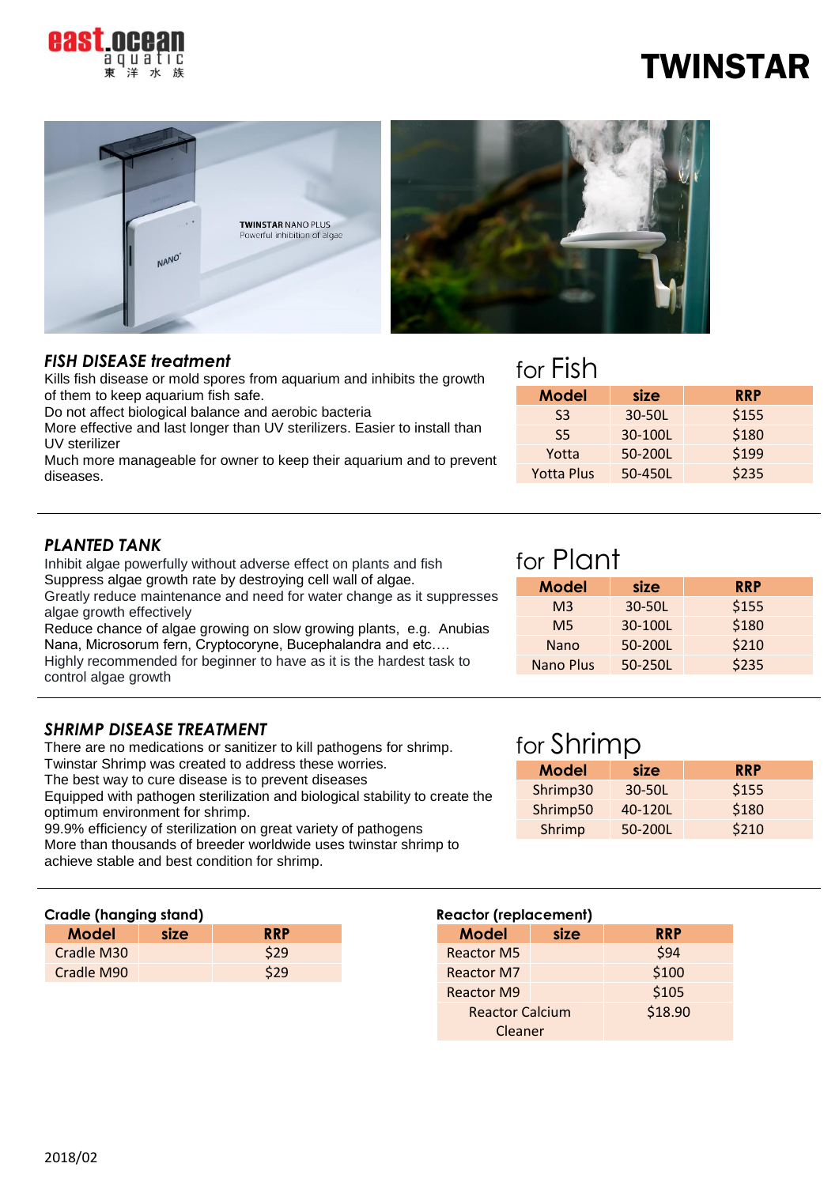# TWINSTAR

### *FISH DISEASE treatment*

Kills fish disease or mold spores from aquarium and inhibits the growth of them to keep aquarium fish safe.
Do not affect biological balance and aerobic bacteria
More effective and last longer than UV sterilizers. Easier to install than UV sterilizer
Much more manageable for owner to keep their aquarium and to prevent diseases.

## for Fish

| Model | size | RRP |
|---|---|---|
| S3 | 30-50L | $155 |
| S5 | 30-100L | $180 |
| Yotta | 50-200L | $199 |
| Yotta Plus | 50-450L | $235 |

### *PLANTED TANK*

Inhibit algae powerfully without adverse effect on plants and fish
Suppress algae growth rate by destroying cell wall of algae.
Greatly reduce maintenance and need for water change as it suppresses algae growth effectively
Reduce chance of algae growing on slow growing plants, e.g. Anubias Nana, Microsorum fern, Cryptocoryne, Bucephalandra and etc….
Highly recommended for beginner to have as it is the hardest task to control algae growth

## for Plant

| Model | size | RRP |
|---|---|---|
| M3 | 30-50L | $155 |
| M5 | 30-100L | $180 |
| Nano | 50-200L | $210 |
| Nano Plus | 50-250L | $235 |

### *SHRIMP DISEASE TREATMENT*

There are no medications or sanitizer to kill pathogens for shrimp.
Twinstar Shrimp was created to address these worries.
The best way to cure disease is to prevent diseases
Equipped with pathogen sterilization and biological stability to create the optimum environment for shrimp.
99.9% efficiency of sterilization on great variety of pathogens
More than thousands of breeder worldwide uses twinstar shrimp to achieve stable and best condition for shrimp.

## for Shrimp

| Model | size | RRP |
|---|---|---|
| Shrimp30 | 30-50L | $155 |
| Shrimp50 | 40-120L | $180 |
| Shrimp | 50-200L | $210 |

**Cradle (hanging stand)**

| Model | size | RRP |
|---|---|---|
| Cradle M30 | | $29 |
| Cradle M90 | | $29 |

**Reactor (replacement)**

| Model | size | RRP |
|---|---|---|
| Reactor M5 | | $94 |
| Reactor M7 | | $100 |
| Reactor M9 | | $105 |
| Reactor Calcium Cleaner | | $18.90 |

2018/02